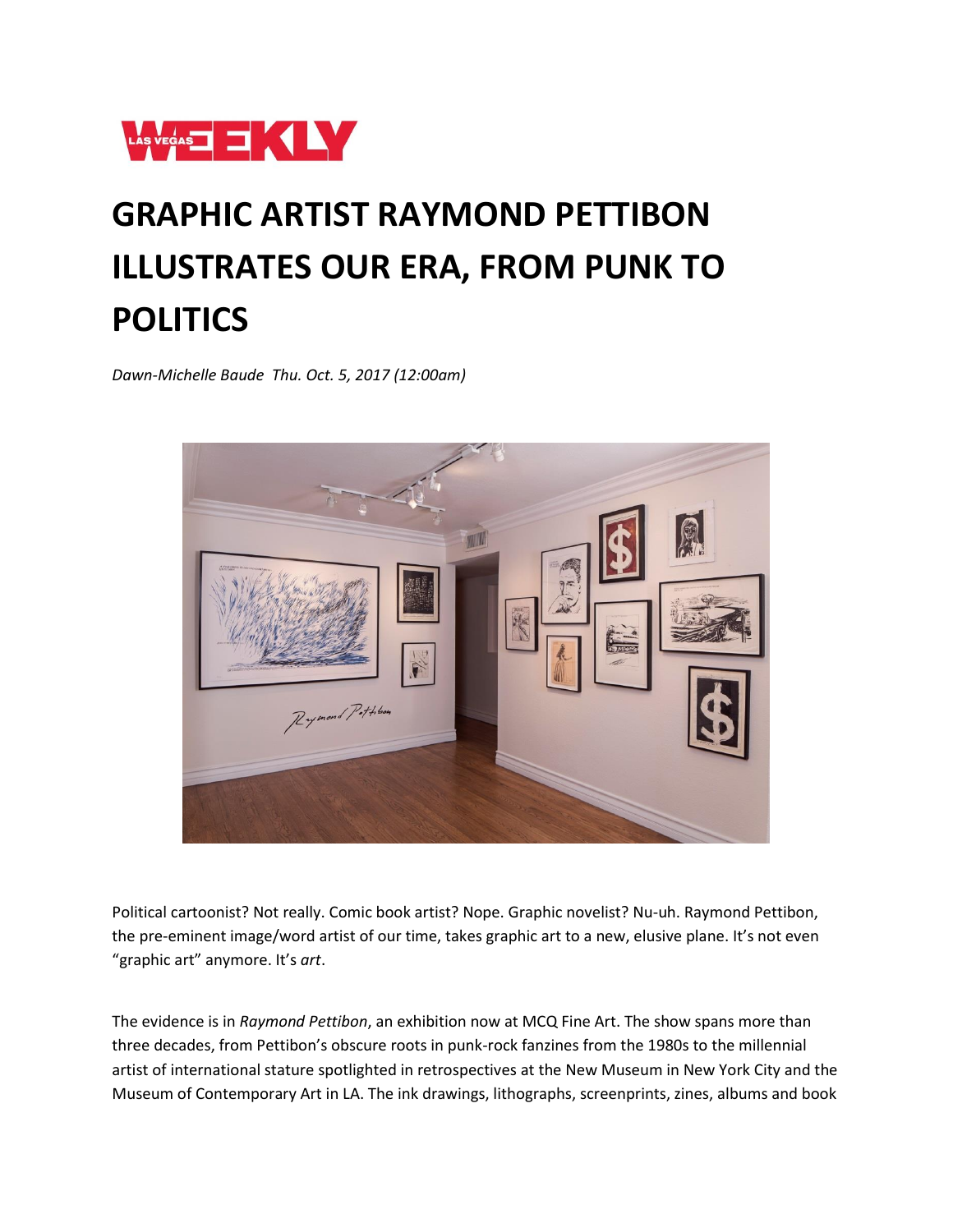# GRAPHIC ARTIST RAYMOND PETTIBON ILLUSTRATES OUR ERA, FROM PUNK TO POLITICS

*Dawn-Michelle Baude Thu. Oct. 5, 2017 (12:00am)*

Political cartoonist? Not really. Comic book artist? Nope. Graphic novelist? Nu-uh. Raymond Pettibon, the pre-eminent image/word artist of our time, takes graphic art to a new, elusive plane. It's not even "graphic art" anymore. It's *art*.

The evidence is in *Raymond Pettibon*, an exhibition now at MCQ Fine Art. The show spans more than three decades, from Pettibon's obscure roots in punk-rock fanzines from the 1980s to the millennial artist of international stature spotlighted in retrospectives at the New Museum in New York City and the Museum of Contemporary Art in LA. The ink drawings, lithographs, screenprints, zines, albums and book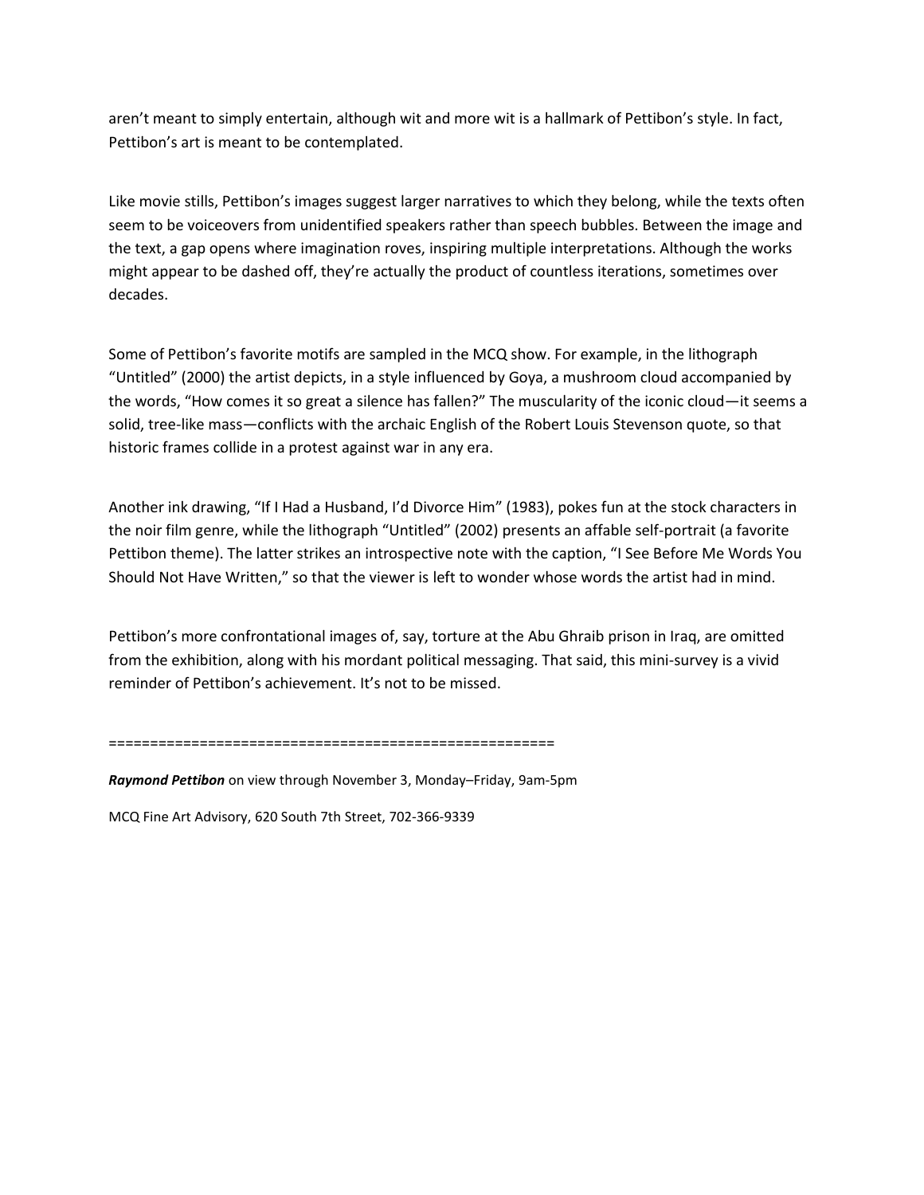aren't meant to simply entertain, although wit and more wit is a hallmark of Pettibon's style. In fact, Pettibon's art is meant to be contemplated.

Like movie stills, Pettibon's images suggest larger narratives to which they belong, while the texts often seem to be voiceovers from unidentified speakers rather than speech bubbles. Between the image and the text, a gap opens where imagination roves, inspiring multiple interpretations. Although the works might appear to be dashed off, they're actually the product of countless iterations, sometimes over decades.

Some of Pettibon's favorite motifs are sampled in the MCQ show. For example, in the lithograph "Untitled" (2000) the artist depicts, in a style influenced by Goya, a mushroom cloud accompanied by the words, "How comes it so great a silence has fallen?" The muscularity of the iconic cloud—it seems a solid, tree-like mass—conflicts with the archaic English of the Robert Louis Stevenson quote, so that historic frames collide in a protest against war in any era.

Another ink drawing, "If I Had a Husband, I'd Divorce Him" (1983), pokes fun at the stock characters in the noir film genre, while the lithograph "Untitled" (2002) presents an affable self-portrait (a favorite Pettibon theme). The latter strikes an introspective note with the caption, "I See Before Me Words You Should Not Have Written," so that the viewer is left to wonder whose words the artist had in mind.

Pettibon's more confrontational images of, say, torture at the Abu Ghraib prison in Iraq, are omitted from the exhibition, along with his mordant political messaging. That said, this mini-survey is a vivid reminder of Pettibon's achievement. It's not to be missed.

=====================================================

***Raymond Pettibon*** on view through November 3, Monday–Friday, 9am-5pm

MCQ Fine Art Advisory, 620 South 7th Street, 702-366-9339